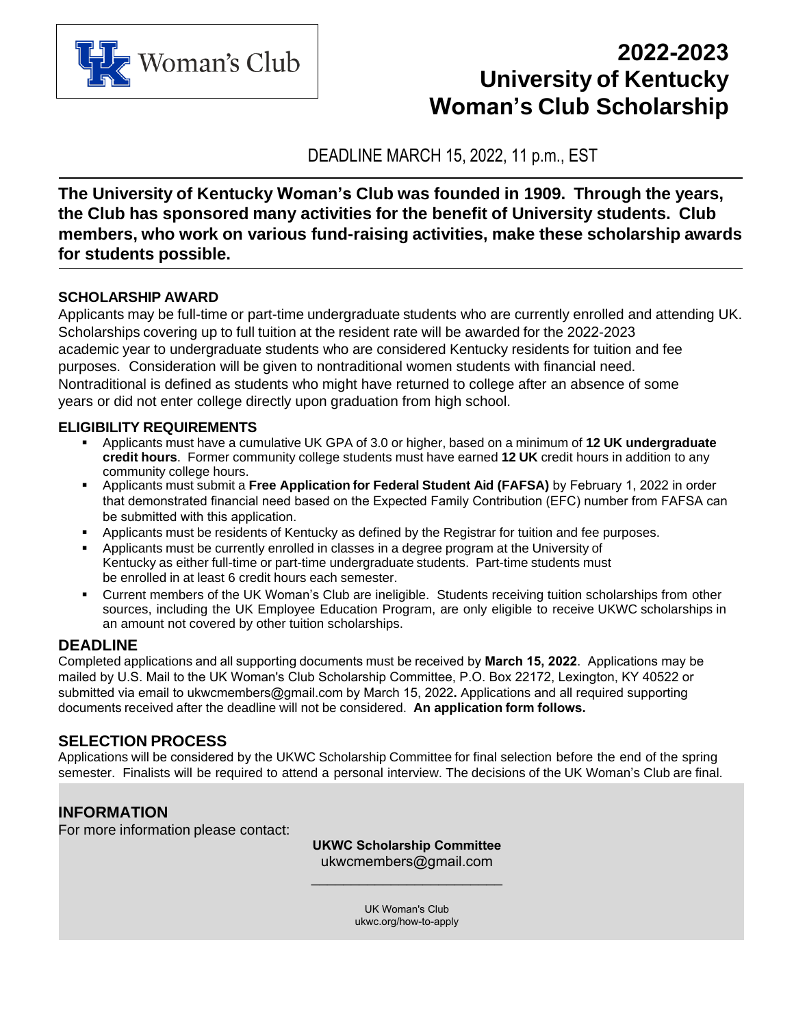Woman's Club

# 2022-2023 University of Kentucky Woman's Club Scholarship

DEADLINE MARCH 15, 2022, 11 p.m., EST

**The University of Kentucky Woman's Club was founded in 1909. Through the years, the Club has sponsored many activities for the benefit of University students. Club members, who work on various fund-raising activities, make these scholarship awards for students possible.**

### SCHOLARSHIP AWARD

Applicants may be full-time or part-time undergraduate students who are currently enrolled and attending UK. Scholarships covering up to full tuition at the resident rate will be awarded for the 2022-2023 academic year to undergraduate students who are considered Kentucky residents for tuition and fee purposes. Consideration will be given to nontraditional women students with financial need. Nontraditional is defined as students who might have returned to college after an absence of some years or did not enter college directly upon graduation from high school.

### ELIGIBILITY REQUIREMENTS

- Applicants must have a cumulative UK GPA of 3.0 or higher, based on a minimum of **12 UK undergraduate credit hours**. Former community college students must have earned **12 UK** credit hours in addition to any community college hours.
- Applicants must submit a **Free Application for Federal Student Aid (FAFSA)** by February 1, 2022 in order that demonstrated financial need based on the Expected Family Contribution (EFC) number from FAFSA can be submitted with this application.
- Applicants must be residents of Kentucky as defined by the Registrar for tuition and fee purposes.
- Applicants must be currently enrolled in classes in a degree program at the University of Kentucky as either full-time or part-time undergraduate students. Part-time students must be enrolled in at least 6 credit hours each semester.
- Current members of the UK Woman's Club are ineligible. Students receiving tuition scholarships from other sources, including the UK Employee Education Program, are only eligible to receive UKWC scholarships in an amount not covered by other tuition scholarships.

## DEADLINE

Completed applications and all supporting documents must be received by **March 15, 2022**. Applications may be mailed by U.S. Mail to the UK Woman's Club Scholarship Committee, P.O. Box 22172, Lexington, KY 40522 or submitted via email to ukwcmembers@gmail.com by March 15, 2022**.** Applications and all required supporting documents received after the deadline will not be considered. **An application form follows.**

## SELECTION PROCESS

Applications will be considered by the UKWC Scholarship Committee for final selection before the end of the spring semester. Finalists will be required to attend a personal interview. The decisions of the UK Woman's Club are final.

## INFORMATION

For more information please contact:

**UKWC Scholarship Committee**
ukwcmembers@gmail.com

UK Woman's Club
ukwc.org/how-to-apply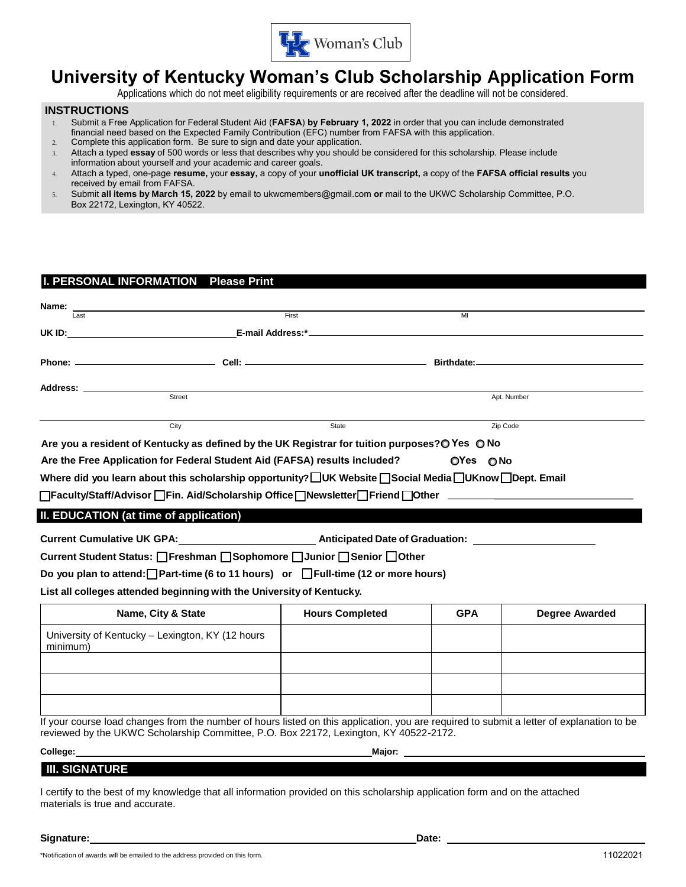UK Woman's Club

# University of Kentucky Woman's Club Scholarship Application Form

Applications which do not meet eligibility requirements or are received after the deadline will not be considered.

## INSTRUCTIONS

1. Submit a Free Application for Federal Student Aid (**FAFSA**) **by February 1, 2022** in order that you can include demonstrated financial need based on the Expected Family Contribution (EFC) number from FAFSA with this application.
2. Complete this application form. Be sure to sign and date your application.
3. Attach a typed **essay** of 500 words or less that describes why you should be considered for this scholarship. Please include information about yourself and your academic and career goals.
4. Attach a typed, one-page **resume,** your **essay,** a copy of your **unofficial UK transcript,** a copy of the **FAFSA official results** you received by email from FAFSA.
5. Submit **all items by March 15, 2022** by email to ukwcmembers@gmail.com **or** mail to the UKWC Scholarship Committee, P.O. Box 22172, Lexington, KY 40522.

## I. PERSONAL INFORMATION Please Print

**Name:** ______________________________________________
Last First MI

**UK ID:** ____________________ **E-mail Address:*** ____________________

**Phone:** ____________________ **Cell:** ____________________ **Birthdate:** ____________________

**Address:** ______________________________________________
Street Apt. Number

______________________________________________
City State Zip Code

**Are you a resident of Kentucky as defined by the UK Registrar for tuition purposes?** ○ Yes ○ No

**Are the Free Application for Federal Student Aid (FAFSA) results included?** ○ Yes ○ No

**Where did you learn about this scholarship opportunity?** ☐ UK Website ☐ Social Media ☐ UKnow ☐ Dept. Email ☐ Faculty/Staff/Advisor ☐ Fin. Aid/Scholarship Office ☐ Newsletter ☐ Friend ☐ Other ____________________

## II. EDUCATION (at time of application)

**Current Cumulative UK GPA:** ____________________ **Anticipated Date of Graduation:** ____________________

**Current Student Status:** ☐ Freshman ☐ Sophomore ☐ Junior ☐ Senior ☐ Other

**Do you plan to attend:** ☐ Part-time (6 to 11 hours) **or** ☐ Full-time (12 or more hours)

**List all colleges attended beginning with the University of Kentucky.**

| Name, City & State | Hours Completed | GPA | Degree Awarded |
|---|---|---|---|
| University of Kentucky – Lexington, KY (12 hours minimum) | | | |
| | | | |
| | | | |
| | | | |

If your course load changes from the number of hours listed on this application, you are required to submit a letter of explanation to be reviewed by the UKWC Scholarship Committee, P.O. Box 22172, Lexington, KY 40522-2172.

**College:** ____________________ **Major:** ____________________

## III. SIGNATURE

I certify to the best of my knowledge that all information provided on this scholarship application form and on the attached materials is true and accurate.

**Signature:** ____________________ **Date:** ____________________

*Notification of awards will be emailed to the address provided on this form.

11022021